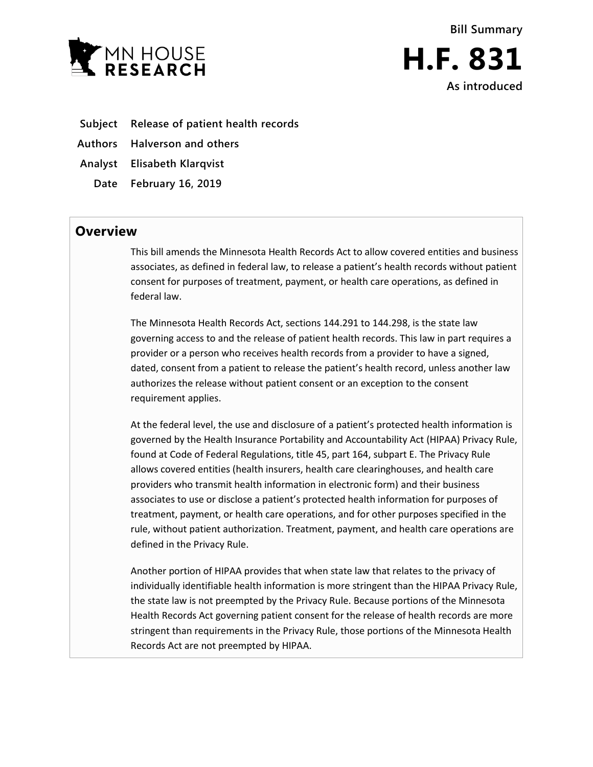MN HOUSE RESEARCH

**Bill Summary**

# H.F. 831

**As introduced**

| | |
|---|---|
| **Subject** | **Release of patient health records** |
| **Authors** | **Halverson and others** |
| **Analyst** | **Elisabeth Klarqvist** |
| **Date** | **February 16, 2019** |

## Overview

This bill amends the Minnesota Health Records Act to allow covered entities and business associates, as defined in federal law, to release a patient's health records without patient consent for purposes of treatment, payment, or health care operations, as defined in federal law.

The Minnesota Health Records Act, sections 144.291 to 144.298, is the state law governing access to and the release of patient health records. This law in part requires a provider or a person who receives health records from a provider to have a signed, dated, consent from a patient to release the patient's health record, unless another law authorizes the release without patient consent or an exception to the consent requirement applies.

At the federal level, the use and disclosure of a patient's protected health information is governed by the Health Insurance Portability and Accountability Act (HIPAA) Privacy Rule, found at Code of Federal Regulations, title 45, part 164, subpart E. The Privacy Rule allows covered entities (health insurers, health care clearinghouses, and health care providers who transmit health information in electronic form) and their business associates to use or disclose a patient's protected health information for purposes of treatment, payment, or health care operations, and for other purposes specified in the rule, without patient authorization. Treatment, payment, and health care operations are defined in the Privacy Rule.

Another portion of HIPAA provides that when state law that relates to the privacy of individually identifiable health information is more stringent than the HIPAA Privacy Rule, the state law is not preempted by the Privacy Rule. Because portions of the Minnesota Health Records Act governing patient consent for the release of health records are more stringent than requirements in the Privacy Rule, those portions of the Minnesota Health Records Act are not preempted by HIPAA.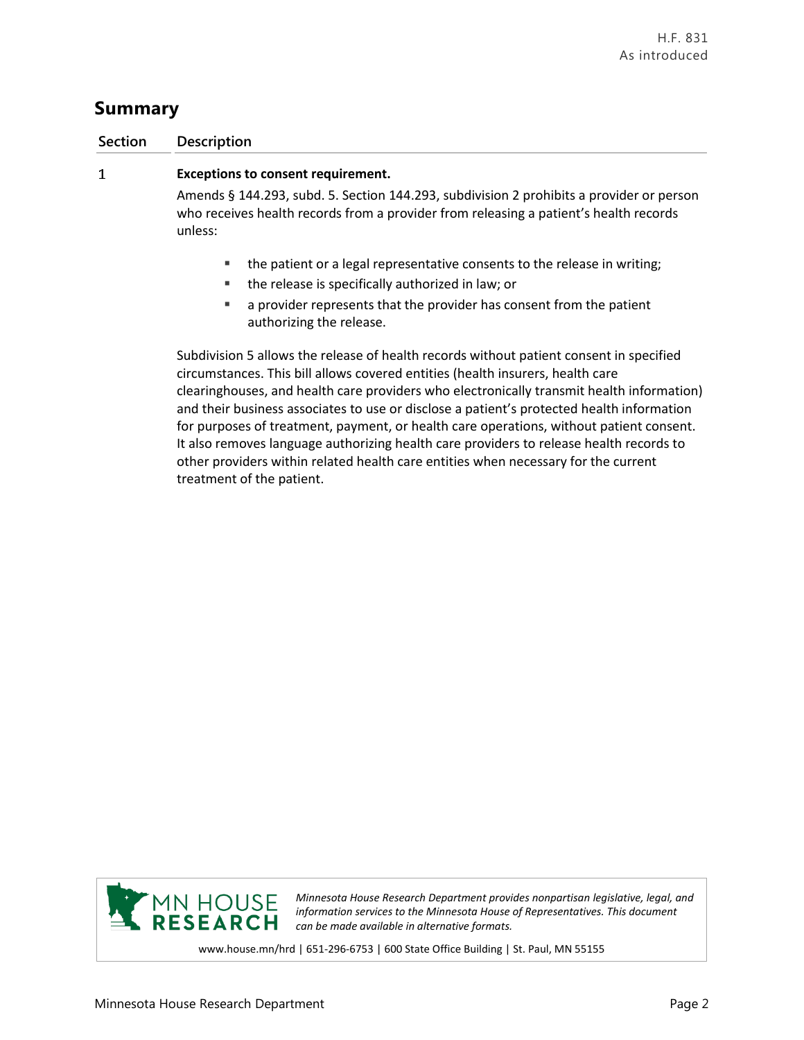## Summary

| Section | Description |
| --- | --- |
| 1 | **Exceptions to consent requirement.** |

Amends § 144.293, subd. 5. Section 144.293, subdivision 2 prohibits a provider or person who receives health records from a provider from releasing a patient's health records unless:

- the patient or a legal representative consents to the release in writing;
- the release is specifically authorized in law; or
- a provider represents that the provider has consent from the patient authorizing the release.

Subdivision 5 allows the release of health records without patient consent in specified circumstances. This bill allows covered entities (health insurers, health care clearinghouses, and health care providers who electronically transmit health information) and their business associates to use or disclose a patient's protected health information for purposes of treatment, payment, or health care operations, without patient consent. It also removes language authorizing health care providers to release health records to other providers within related health care entities when necessary for the current treatment of the patient.

*Minnesota House Research Department provides nonpartisan legislative, legal, and information services to the Minnesota House of Representatives. This document can be made available in alternative formats.*

www.house.mn/hrd | 651-296-6753 | 600 State Office Building | St. Paul, MN 55155